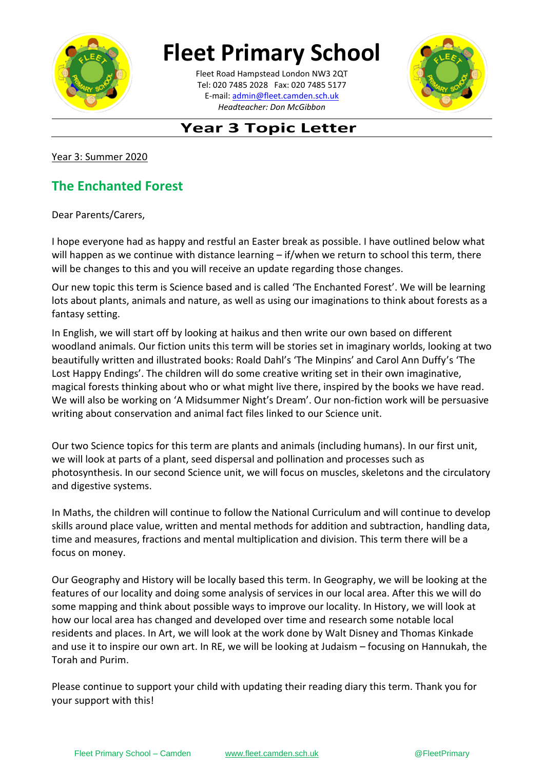# Fleet Primary School

Fleet Road Hampstead London NW3 2QT
Tel: 020 7485 2028 Fax: 020 7485 5177
E-mail: admin@fleet.camden.sch.uk
*Headteacher: Don McGibbon*

## Year 3 Topic Letter

Year 3: Summer 2020

## The Enchanted Forest

Dear Parents/Carers,

I hope everyone had as happy and restful an Easter break as possible. I have outlined below what will happen as we continue with distance learning – if/when we return to school this term, there will be changes to this and you will receive an update regarding those changes.

Our new topic this term is Science based and is called 'The Enchanted Forest'. We will be learning lots about plants, animals and nature, as well as using our imaginations to think about forests as a fantasy setting.

In English, we will start off by looking at haikus and then write our own based on different woodland animals. Our fiction units this term will be stories set in imaginary worlds, looking at two beautifully written and illustrated books: Roald Dahl's 'The Minpins' and Carol Ann Duffy's 'The Lost Happy Endings'. The children will do some creative writing set in their own imaginative, magical forests thinking about who or what might live there, inspired by the books we have read. We will also be working on 'A Midsummer Night's Dream'. Our non-fiction work will be persuasive writing about conservation and animal fact files linked to our Science unit.

Our two Science topics for this term are plants and animals (including humans). In our first unit, we will look at parts of a plant, seed dispersal and pollination and processes such as photosynthesis. In our second Science unit, we will focus on muscles, skeletons and the circulatory and digestive systems.

In Maths, the children will continue to follow the National Curriculum and will continue to develop skills around place value, written and mental methods for addition and subtraction, handling data, time and measures, fractions and mental multiplication and division. This term there will be a focus on money.

Our Geography and History will be locally based this term. In Geography, we will be looking at the features of our locality and doing some analysis of services in our local area. After this we will do some mapping and think about possible ways to improve our locality. In History, we will look at how our local area has changed and developed over time and research some notable local residents and places. In Art, we will look at the work done by Walt Disney and Thomas Kinkade and use it to inspire our own art. In RE, we will be looking at Judaism – focusing on Hannukah, the Torah and Purim.

Please continue to support your child with updating their reading diary this term. Thank you for your support with this!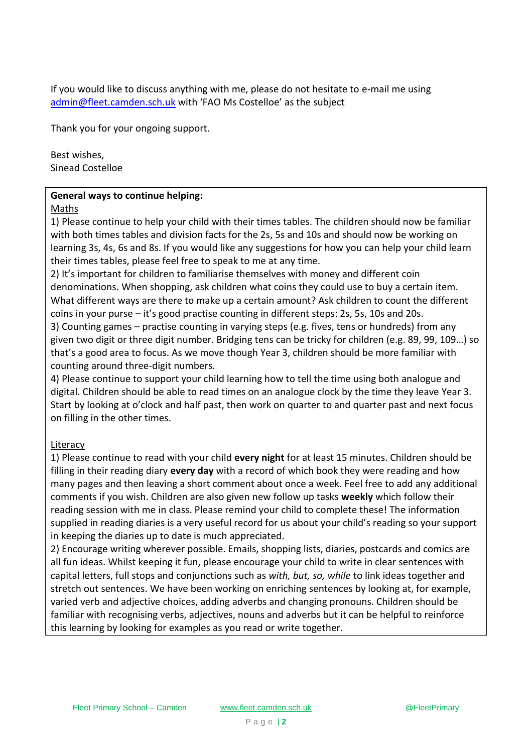If you would like to discuss anything with me, please do not hesitate to e-mail me using admin@fleet.camden.sch.uk with 'FAO Ms Costelloe' as the subject

Thank you for your ongoing support.

Best wishes,
Sinead Costelloe

**General ways to continue helping:**

Maths

1) Please continue to help your child with their times tables. The children should now be familiar with both times tables and division facts for the 2s, 5s and 10s and should now be working on learning 3s, 4s, 6s and 8s. If you would like any suggestions for how you can help your child learn their times tables, please feel free to speak to me at any time.
2) It's important for children to familiarise themselves with money and different coin denominations. When shopping, ask children what coins they could use to buy a certain item. What different ways are there to make up a certain amount? Ask children to count the different coins in your purse – it's good practise counting in different steps: 2s, 5s, 10s and 20s.
3) Counting games – practise counting in varying steps (e.g. fives, tens or hundreds) from any given two digit or three digit number. Bridging tens can be tricky for children (e.g. 89, 99, 109…) so that's a good area to focus. As we move though Year 3, children should be more familiar with counting around three-digit numbers.
4) Please continue to support your child learning how to tell the time using both analogue and digital. Children should be able to read times on an analogue clock by the time they leave Year 3. Start by looking at o'clock and half past, then work on quarter to and quarter past and next focus on filling in the other times.

Literacy

1) Please continue to read with your child **every night** for at least 15 minutes. Children should be filling in their reading diary **every day** with a record of which book they were reading and how many pages and then leaving a short comment about once a week. Feel free to add any additional comments if you wish. Children are also given new follow up tasks **weekly** which follow their reading session with me in class. Please remind your child to complete these! The information supplied in reading diaries is a very useful record for us about your child's reading so your support in keeping the diaries up to date is much appreciated.
2) Encourage writing wherever possible. Emails, shopping lists, diaries, postcards and comics are all fun ideas. Whilst keeping it fun, please encourage your child to write in clear sentences with capital letters, full stops and conjunctions such as *with, but, so, while* to link ideas together and stretch out sentences. We have been working on enriching sentences by looking at, for example, varied verb and adjective choices, adding adverbs and changing pronouns. Children should be familiar with recognising verbs, adjectives, nouns and adverbs but it can be helpful to reinforce this learning by looking for examples as you read or write together.